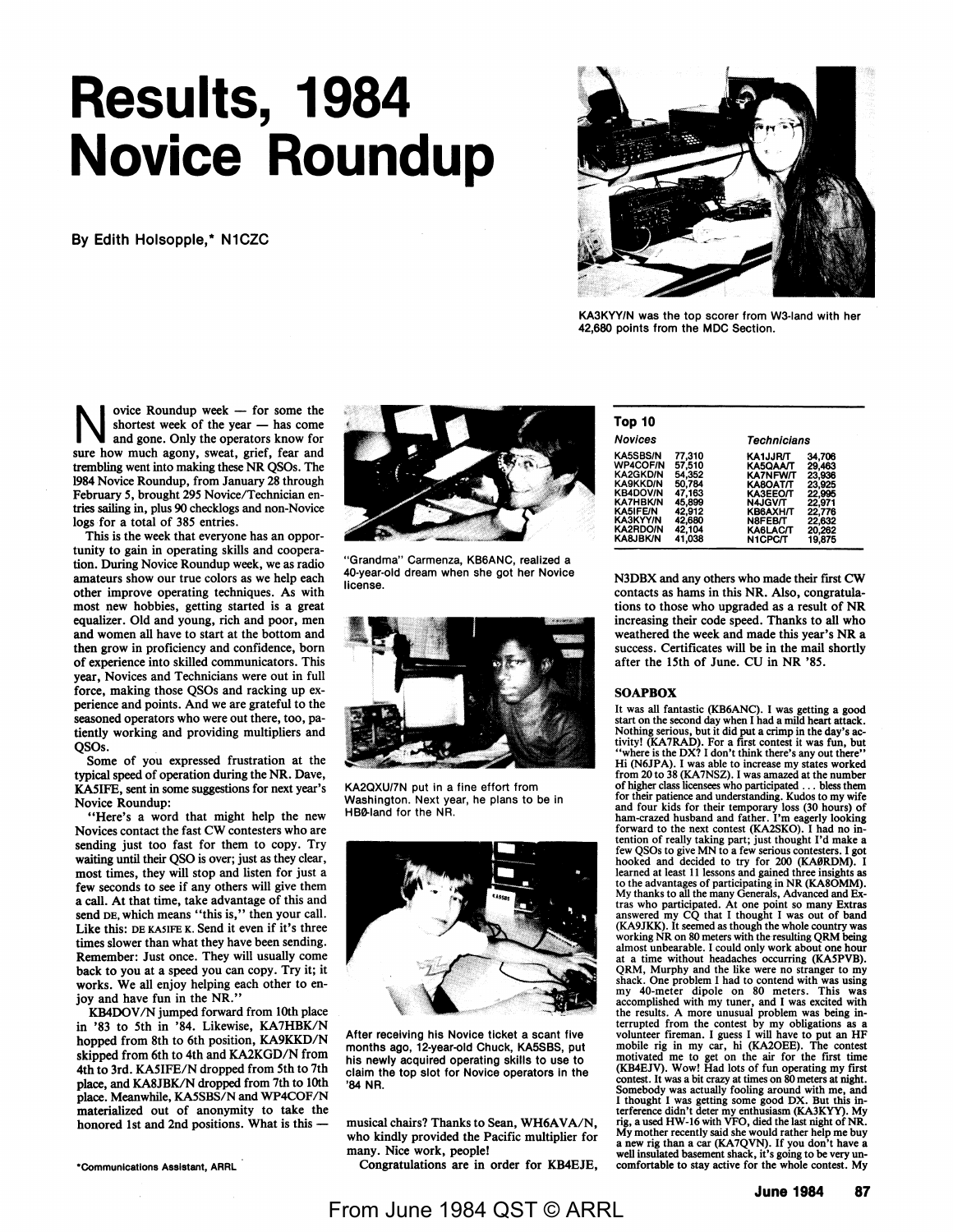# Results, 1984 Novice Roundup

By Edith Holsopple,* N1CZC

KA3KYY/N was the top scorer from W3-land with her 42,680 points from the MDC Section.

Novice Roundup week — for some the shortest week of the year — has come and gone. Only the operators know for sure how much agony, sweat, grief, fear and trembling went into making these NR QSOs. The 1984 Novice Roundup, from January 28 through February 5, brought 295 Novice/Technician entries sailing in, plus 90 checklogs and non-Novice logs for a total of 385 entries.

This is the week that everyone has an opportunity to gain in operating skills and cooperation. During Novice Roundup week, we as radio amateurs show our true colors as we help each other improve operating techniques. As with most new hobbies, getting started is a great equalizer. Old and young, rich and poor, men and women all have to start at the bottom and then grow in proficiency and confidence, born of experience into skilled communicators. This year, Novices and Technicians were out in full force, making those QSOs and racking up experience and points. And we are grateful to the seasoned operators who were out there, too, patiently working and providing multipliers and QSOs.

Some of you expressed frustration at the typical speed of operation during the NR. Dave, KA5IFE, sent in some suggestions for next year's Novice Roundup:

"Here's a word that might help the new Novices contact the fast CW contesters who are sending just too fast for them to copy. Try waiting until their QSO is over; just as they clear, most times, they will stop and listen for just a few seconds to see if any others will give them a call. At that time, take advantage of this and send DE, which means "this is," then your call. Like this: DE KA5IFE K. Send it even if it's three times slower than what they have been sending. Remember: Just once. They will usually come back to you at a speed you can copy. Try it; it works. We all enjoy helping each other to enjoy and have fun in the NR."

KB4DOV/N jumped forward from 10th place in '83 to 5th in '84. Likewise, KA7HBK/N hopped from 8th to 6th position, KA9KKD/N skipped from 6th to 4th and KA2KGD/N from 4th to 3rd. KA5IFE/N dropped from 5th to 7th place, and KA8JBK/N dropped from 7th to 10th place. Meanwhile, KA5SBS/N and WP4COF/N materialized out of anonymity to take the honored 1st and 2nd positions. What is this — musical chairs? Thanks to Sean, WH6AVA/N, who kindly provided the Pacific multiplier for many. Nice work, people!

Congratulations are in order for KB4EJE, N3DBX and any others who made their first CW contacts as hams in this NR. Also, congratulations to those who upgraded as a result of NR increasing their code speed. Thanks to all who weathered the week and made this year's NR a success. Certificates will be in the mail shortly after the 15th of June. CU in NR '85.

*Communications Assistant, ARRL

"Grandma" Carmenza, KB6ANC, realized a 40-year-old dream when she got her Novice license.

KA2QXU/7N put in a fine effort from Washington. Next year, he plans to be in HB0-land for the NR.

After receiving his Novice ticket a scant five months ago, 12-year-old Chuck, KA5SBS, put his newly acquired operating skills to use to claim the top slot for Novice operators in the '84 NR.

## Top 10

| *Novices* | | *Technicians* | |
|---|---|---|---|
| KA5SBS/N | 77,310 | KA1JJR/T | 34,706 |
| WP4COF/N | 57,510 | KA5QAA/T | 29,463 |
| KA2GKD/N | 54,352 | KA7NFW/T | 23,936 |
| KA9KKD/N | 50,784 | KA8OAT/T | 23,925 |
| KB4DOV/N | 47,163 | KA3EEO/T | 22,995 |
| KA7HBK/N | 45,899 | N4JGV/T | 22,971 |
| KA5IFE/N | 42,912 | KB6AXH/T | 22,776 |
| KA3KYY/N | 42,680 | N8FEB/T | 22,632 |
| KA2RDO/N | 42,104 | KA6LAC/T | 20,262 |
| KA8JBK/N | 41,038 | N1CPC/T | 19,875 |

### SOAPBOX

It was all fantastic (KB6ANC). I was getting a good start on the second day when I had a mild heart attack. Nothing serious, but it did put a crimp in the day's activity! (KA7RAD). For a first contest it was fun, but "where is the DX? I don't think there's any out there" Hi (N6JPA). I was able to increase my states worked from 20 to 38 (KA7NSZ). I was amazed at the number of higher class licensees who participated . . . bless them for their patience and understanding. Kudos to my wife and four kids for their temporary loss (30 hours) of ham-crazed husband and father. I'm eagerly looking forward to the next contest (KA2SKO). I had no intention of really taking part; just thought I'd make a few QSOs to give MN to a few serious contesters. I got hooked and decided to try for 200 (KA0RDM). I learned at least 11 lessons and gained three insights as to the advantages of participating in NR (KA8OMM). My thanks to all the many Generals, Advanced and Extras who participated. At one point so many Extras answered my CQ that I thought I was out of band (KA9JKK). It seemed as though the whole country was working NR on 80 meters with the resulting QRM being almost unbearable. I could only work about one hour at a time without headaches occurring (KA5PVB). QRM, Murphy and the like were no stranger to my shack. One problem I had to contend with was using my 40-meter dipole on 80 meters. This was accomplished with my tuner, and I was excited with the results. A more unusual problem was being interrupted from the contest by my obligations as a volunteer fireman. I guess I will have to put an HF mobile rig in my car, hi (KA2OEE). The contest motivated me to get on the air for the first time (KB4EJV). Wow! Had lots of fun operating my first contest. It was a bit crazy at times on 80 meters at night. Somebody was actually fooling around with me, and I thought I was getting some good DX. But this interference didn't deter my enthusiasm (KA3KYY). My rig, a used HW-16 with VFO, died the last night of NR. My mother recently said she would rather help me buy a new rig than a car (KA7QVN). If you don't have a well insulated basement shack, it's going to be very uncomfortable to stay active for the whole contest. My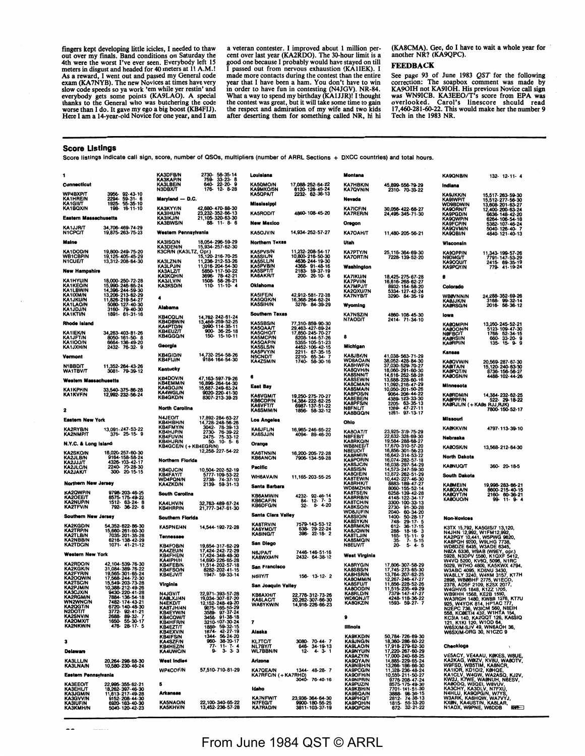fingers kept developing little icicles, I needed to thaw out over my finals. Band conditions on Saturday the 4th were the worst I've ever seen. Everybody left 15 meters in disgust and headed for 40 meters at 11 A.M.! As a reward, I went out and passed my General code exam (KA7NYB). The new Novices at times have very slow code speeds so ya work 'em while yer restin' and everybody gets some points (KA9LAO). A special thanks to the General who was butchering the code worse than I do. It gave my ego a big boost (KB4FIJ). Here I am a 14-year-old Novice for one year, and I am a veteran contester. I improved about 1 million percent over last year (KA2RDO). The 30-hour limit is a good one because I probably would have stayed on till I passed out from nervous exhaustion (KA1IEK). I made more contacts during the contest than the entire year that I have been a ham. You don't have to win in order to have fun in contesting (N4JGV). NR-84. What a way to spend my birthday (KA1JJR)! I thought the contest was great, but it will take some time to gain the respect and admiration of my wife and two kids after deserting them for something called NR, hi hi (KA8CMA). Gee, do I have to wait a whole year for another NR? (KA9QPC).

## FEEDBACK

See page 93 of June 1983 *QST* for the following correction: The soapbox comment was made by KA9OIH not KA9IOH. His previous Novice call sign was WN9ICB. KA3EEO/T's score from EPA was overlooked. Carol's linescore should read 17,460-281-60-22. This would make her the number 9 Tech in the 1983 NR.

## Score Listings

Score listings indicate call sign, score, number of QSOs, multipliers (number of ARRL Sections + DXCC countries) and total hours.

**1**

**Connecticut**

WP4BXP/T 3956- 92-43-10
KA1HRE/N 2294- 59-31- 6
KA1GII/T 1925- 55-35-10
KA1BQX/N 198- 18-11-10

**Eastern Massachusetts**

KA1JJR/T 34,706-469-74-29
N1CPC/T 19,875-263-75-23

**Maine**

KA1DOD/N 19,800-249-75-20
WB1CBP/N 19,125-405-45-29
N1CUE/T 13,312-208-64-30

**New Hampshire**

KA1HYU/N 18,000-250-72-28
KA1KEO/N 15,990-246-65-24
KA1LBW/N 14,396-244-59-30
KA1IXM/N 13,206-213-62-29
KA1JKU/N 11,826-219-54-27
KA1LAO/N 5080-127-40-30
KA1JDJ/N 3160- 79-40-30
KA1KTI/N 1891- 61-31-16

**Rhode Island**

KA1IEK/N 34,263-403-81-26
KA1JFT/N 8050-161-50- 8
KA1IOO/N 6664-136-49-20
KA1JXH/N 2432- 76-32- 9

**Vermont**

N1BBD/T 11,352-264-43-26
WA1TBV/T 3081- 79-39-12

**Western Massachusetts**

KA1KPH/N 33,540-375-86-28
KA1KVF/N 12,992-232-56-24

**2**

**Eastern New York**

KA2RYB/N 13,091-247-53-22
KA2NMP/T 375- 25-15- 9

**N.Y.C. & Long Island**

KA2SKO/N 16,020-257-60-30
KA2JLB/N 9164-158-58-24
KA2JJJ/T 4326-103-42-17
KA2JLC/N 2240- 70-28-30
KA2JAK/T 300- 20-15-15

**Northern New Jersey**

KA2QWP/N 9798-203-46-25
KA2OEE/T 8575-175-49-22
KA2NUP/N 1512- 63-24- 8
KA2TFV/N 792- 36-22- 6

**Southern New Jersey**

KA2KGD/N 54,352-622-86-30
KA2TRP/N 15,660-261-60-30
KA2TLB/N 7035-201-35-28
KA2NBB/N 6216-138-42-29
KA2TDC/N 1071- 41-21-12

**Western New York**

KA2RDO/N 42,104-539-76-30
KA2KGK/N 31,084-389-76-22
KA2FYR/N 19,565-301-65-24
KA2OQW/N 17,568-244-72-30
KA2TSC/N 15,549-203-73-28
KA2PJM/N 10,388-212-49-26
KA3CJX/N 9430-220-41-28
KA2RGM/N 7884-136-54-18
WN2WNC/N 7482-174-43-21
KA2QGT/N 6720-140-48-30
N2DOT/T 3772- 92-41-21
KA2SNV/N 2688- 89-32- 7
KA2OMX/T 1650- 55-30-17
KA2NKW/N 476- 28-17- 5

**3**

**Delaware**

KA3LLL/N 20,264-298-68-30
KA3LNA/N 10,580-230-46-24

**Eastern Pennsylvania**

KA3EEO/T 22,995-355-62-21
KA3EHL/T 18,262-397-46-30
KA3JGM/N 11,613-217-49-28
KA3GVV/N 9152-208-44-30
KA3IUF/N 6920-163-40-30
KA3KMH/N 5040-120-42-23
KA3DFB/N 2730- 58-35-14
KA3KAP/N 759- 33-23- 8
KA3LBE/N 640- 22-20- 9
N3DBX/T 176- 12- 8-28

**Maryland — D.C.**

KA3KYY/N 42,880-470-88-30
KA3IHU/N 23,232-352-66-13
KA3IKJ/N 21,105-320-63-30
KA3BWS/N 88- 11- 8- 6

**Western Pennsylvania**

KA3ISQ/N 18,054-296-59-29
KA3DEN/N 15,934-257-62-30
K3CR/N (KA3LTZ, Opr.) 15,120-216-70-25
KA3LZN/N 11,236-212-53-26
KA3LPJ/N 11,016-204-54-30
KA3ALZ/T 5850-117-50-22
KA3KQH/N 3696- 78-42-21
KA3JLV/N 1508- 58-26-21
KA3KSD/N 110- 11-10- 4

**4**

**Alabama**

KB4CQL/N 14,762-242-61-24
KB4DBW/N 13,468-259-52-25
KA4PTD/N 3990-114-35-11
KB4EUZ/T 900- 36-25-18
KB4GGQ/N 150- 15-10-11

**Georgia**

KB4GID/N 14,732-254-58-26
KB4FIJ/N 9184-164-54-30

**Kentucky**

KB4DOV/N 47,163-597-79-26
KB4EMM/N 16,896-264-64-30
KA4GOJ/N 15,687-249-63-24
KA4WGL/N 9020-220-41-30
KB4GKD/N 8307-213-39-23

**North Carolina**

N4JEO/T 17,892-284-63-27
KB4HBH/N 14,728-248-56-26
KB4FMY/N 3042- 78-39-13
KB4HJP/N 2730- 76-39-22
KB4FUV/N 2475- 75-33-12
KB4HJR/N 50- 10- 5- 6
KB4GCE/N (+KB4EGR/N) 12,258-227-54-22

**Northern Florida**

KB4DJC/N 10,504-202-52-19
KB4FAY/T 5777-109-53-22
WD4PQN/N 2738- 74-37-10
KA4ZKD/N 2139- 59-31-13

**South Carolina**

KA4LHV/N 32,763-489-67-24
KB4HRP/N 21,777-347-61-30

**Southern Florida**

KA5PNE/4N 14,544-192-72-28

**Tennessee**

KB4FOB/N 19,654-317-62-29
KA4ZEU/N 17,424-242-72-29
KB4FHE/N 17,424-348-48-30
KA4IPH/N 14,690-226-65-28
KB4FEB/N 11,514-202-57-18
KB4FSO/N 8282-202-41-15
KB4EJV/T 1947- 59-33-14

**Virginia**

N4JGV/T 22,971-393-57-28
KA4LXJ/4N 19,034-307-67-20
N4EKD/T 12,152-248-49-20
KA8TJH/4N 9075-165-55-29
KB4EYW/N 3589- 97-37-24
KB4CQW/T 3458- 91-38-18
KB4HFR/N 3210-107-30-24
KB4EZT/T 1888- 59-32-15
KB4EXV/N 1674- 42-27-19
KB4IFS/N 1344- 56-24-20
KA4SZF/N 960- 38-20-17
KB4HEZ/N 77- 11- 7- 4
KA4UWC/N 9- 3- 3- 3

**West Indies**

WP4COF/N 57,510-710-81-29

**5**

**Arkansas**

KA5NAO/N 22,100-340-65-22
KA5KHV/N 13,452-236-57-28

**Louisiana**

KA5QMO/N 17,088-252-64-22
KA9MXO/5N 6120-126-45-24
KA5QPA/T 2232- 62-36-13

**Mississippi**

KA5ROD/T 4860-108-45-20

**New Mexico**

KA5OJV/N 14,934-252-57-27

**Northern Texas**

KA5PVS/N 11,232-208-54-17
KA5SIL/N 10,800-216-50-30
KA5SLL/N 4636-244-19-30
KA5PVB/N 4368- 91-48-16
KA5SPT/T 2183- 59-37-19
KA6AKR/T 200- 20-10- 6

**Oklahoma**

KA5IFE/N 42,912-581-72-28
KA5QGK/N 16,368-264-62-24
KA5SIH/N 3276- 84-39-29

**Southern Texas**

KA5SBS/N 77,310-859-90-30
KA5QAA/T 29,463-427-69-24
KA5QHO/T 17,850-245-70-27
KA5MCP/N 8208-144-57-26
KA5QAP/N 5355-105-51-23
KA5SLS/N 4452-106-42-15
KA5PVY/N 2211- 67-35-15
N5CND/T 2210- 65-34- 7
KA4ZSM/N 1740- 58-30-16

**6**

**East Bay**

KA6VGM/T 19,250-275-70-27
KB6CDP/N 14,384-232-62-25
KA6VFT/T 6987-137-51-22
KA6SMM/N 1856- 58-32-12

**Los Angeles**

KA6JFL/N 16,965-246-65-22
KA6SJJ/N 4094- 89-46-20

**Orange**

KA6TNN/N 16,200-205-72-28
KB6ANC/N 7906-134-59-28

**Pacific**

WH6AVA/N 11,165-203-55-25

**Santa Barbara**

KB6AMW/N 4232- 92-46-14
KB6CAF/N 84- 12- 7- 3
KB6DFG/N 32- 8- 4-20

**Santa Clara Valley**

KA6TRV/N 7579-143-53-12
KA6YMD/T 638- 29-22-24
KA6ING/T 396- 22-18- 2

**San Diego**

N6JPA/T 7446-146-51-16
KA6WXM/N 2432- 64-38-12

**San Francisco**

N6IIY/T 156- 13-12- 2

**San Joaquin Valley**

KB6AXH/T 22,776-312-73-26
KA6LAC/T 20,262-307-66-30
WA6YKW/N 14,916-226-66-23

**7**

**Alaska**

KL7TC/T 3080- 70-44- 7
NL7BY/T 646- 34-19-13
WL7BBN/N 12- 4- 3- 1

**Arizona**

KA7QEA/N 1344- 48-28- 7
KA7RFC/N (+KA7RHD) 3040- 76-40-16

**Idaho**

KA7NFW/T 23,936-364-64-30
N7FEG/T 9900-180-55-25
KA7RAD/N 3811-103-37-19

**Montana**

KA7HBK/N 45,899-556-79-29
KA7QVN/N 2310- 70-33-22

**Nevada**

KA7ICF/N 30,056-422-68-27
KA7RER/N 24,495-345-71-30

**Oregon**

KA7OAH/T 11,480-205-56-21

**Utah**

KA7PTY/N 25,116-364-69-30
KA7ORT/N 7228-139-52-20

**Washington**

KA7IKU/N 18,425-275-67-28
KA7PVI/N 16,616-268-62-27
KA7MPJ/T 8932-154-58-20
KA2QXU/7N 5334-127-42-24
KA7NYB/T 3290- 84-35-19

**Wyoming**

KA7NSZ/N 4860-108-45-30
N7AOD/T 2414- 71-34-10

**8**

**Michigan**

KA8JBK/N 41,038-563-71-29
WD8AOA/N 38,052-428-84-30
KA8HWF/N 37,030-529-70-27
KA8QVH/N 18,060-291-60-30
KA8SNN/T 14,616-252-58-28
KA8SEW/N 13,688-228-60-16
KA8CMA/N 11,092-216-47-29
KA8SMA/N 10,050-201-50-26
KA8POS/N 9064-206-44-22
KA8EBE/N 4389-123-33-30
KA8PFS/N 2205- 63-35-13
N8FNL/T 1269- 47-27-11
KA8BGQ/N 1261- 97-13-17

**Ohio**

KA8OAT/T 23,925-319-75-29
N8FEB/T 22,632-328-69-30
KA8RKQ/N 19,584-288-68-27
WB8NEE/T 17,670-310-57-20
N8EUO/T 16,856-301-56-23
KA8RMI/N 16,642-314-53-22
KA8POR/N 16,074-282-57-18
KA8SJC/N 16,038-297-54-29
KA8SIS/N 14,573-247-59-30
KA8QIE/N 13,872-262-51-29
KA8TEW/N 10,442-227-46-30
KA8RHK/T 8883-189-47-27
WD8MZH/N 8060-155-52-14
KA8TSE/N 6258-139-42-28
KA8RRB/N 4148-122-34-17
KA8TCH/N 3300-100-33-13
KA8KSO/N 2730- 91-30-28
WD8JUF/N 2040- 60-34-20
KA8SIO/N 1400- 50-28-17
KA8SYK/N 748- 29-17- 5
KA8RMK/N 612- 36-17-15
KA8JQW/N 288- 18-16- 3
KA8TLJ/N 165- 15-11- 9
KA8SMQ/N 35- 7- 5-15
N8EUV/T 20- 5- 4- 5

**West Virginia**

KA8RYG/N 17,806-307-58-29
KA8SBS/N 17,745-273-65-30
KA8HSR/N 13,764-207-62-25
KA8OMM/N 12,267-246-47-27
KA8SFU/T 11,856-228-52-26
KA8OOD/N 11,515-235-49-29
KA8RLD/N 7379-147-47-27
WD8QNJ/T 4248-118-36-22
KA8QKZ/N 1593- 59-27- 7

**9**

**Illinois**

KA9KKD/N 50,784-726-69-30
KA9JNG/N 18,360-286-60-22
KA9LAO/N 17,918-279-62-30
KA9NYU/N 17,220-267-60-29
KA9AZY/N 17,000-240-68-25
KA9QYA/N 14,885-229-65-24
KA9NBH/N 13,268-186-66-30
KA9PCG/N 11,328-236-48-24
KA9OFH/N 10,550-211-50-27
KA9NPR/N 9776-208-47-24
KA9PUZ/N 8575-175-49-30
KA9KBH/N 7701-141-51-30
KA9BQA/N 3888- 98-36-15
KA9PHQ/T 2812- 74-38-13
KA9PQH/N 1815- 55-33-20
KA9QPC/N 672- 32-21-22

KA9QNB/N 132- 12-11- 4

**Indiana**

KA9JKK/N 15,517-263-59-30
KA9IWP/T 15,512-277-56-30
WD9BDW/N 13,608-201-63-27
KA9ORN/T 12,400-200-63-24
KA9PGD/N 6636-148-42-20
KA9QWP/N 6264-106-54-18
KA9FCP/N 5382-107-46-24
KA9QVM/N 5040-126-40- 7
KA9OBI/N 4840-121-40-13

**Wisconsin**

KA9QPP/N 11,343-199-57-26
N9DMG/T 7791-147-53-29
KA9OQU/T 2415- 69-35-19
KA9PQY/N 779- 41-19-24

**Ø**

**Colorado**

WBØVNN/N 24,288-352-69-26
KAØJJK/N 3168- 99-32-14
KAØRSG/N 2016- 56-36-12

**Iowa**

KAØQMP/N 13,260-245-52-21
KAØOON/N 5123-109-47-30
NØFBC/T 1768- 52-34-15
KAØRSI/N 660- 33-20- 9
KAØRPI/N 135- 15- 9- 9

**Kansas**

KAØQVW/N 20,569-287-67-30
KAØITA/N 15,120-240-63-30
KAØPQT/N 8736-156-56-27
KAØOSN/N 4488-102-44-26

**Minnesota**

KAØRDM/N 14,384-232-62-25
KAØPPF/N 522- 29-18-22
KAØRJL/N (+KAØs RJJ,RJK) 7800-150-52-17

**Missouri**

KAØKKV/N 4797-113-39-10

**Nebraska**

KAØOSK/N 13,568-212-64-30

**North Dakota**

KAØNUQ/T 360- 20-18-5

**South Dakota**

KAØMEI/N 19,998-283-66-21
KAØQXA/N 8600-215-40-15
KAØQYT/N 2160- 60-36-21
KAØOUO/N 99- 11- 9- 4

**Non-Novices**

K3TX 15,792, KA5GIS/7 13,120, N4JHN 12,992, W1FM12,992, KA2PGY 10,441, W5PWG 9620, KA8PQH 9200, W9LHG 7738, WD8DZE 6435, W3ADE 6345, NØZA 6336, W9AB (W9EY, opr.) 5928, N3DPV 5580, K1QXF 5412, W4VQ 5200, KV8Q, 5096, N1RC 5029, W7HO 4800, KA5KWX 4794, W3ABC 4095, KD8NJ 3430, WA8LLY 3240, W4NM 3157, KT7H 2898, WB8BHF 2775, W1ECO, 2378, AD5F 2109, K2SX 2077, W4GHV/5 1848, K1ZZ 1705, WB9IHH 1568, KE2B 1550, WA3RGH 1480, KW8B 1276, KT7U 925, W4YOK 814, HP1AC 777, N2EPC 736, W3ICM 560, N8EIH 558, KC8ET/4 432, W1HTA 154, KC3IA 140, KA2QQT 126, KA6SIQ 121, K1KI 120, W1OD 64, W6SX/M-SY 49, WN6AOH 36, W6SX/M-ORG 30, N1CZC 9

**Checklogs**

VE5ACY, VE4AAU, KØKES, W8UE, KA2KAG, WØIZV, KV8U, WAØOTV, W9FSD, WB5TIM, KA8NCR, KA1IOR, KD1OJ, KØHQE, KA1CLV, W4GW, WA2ASQ, KJ2V, KW2J, K7WE, WAØNUH, N6ESV, KAØODQ, W3QEI, W8VUV, KA3CHY, KA3DLV, N7FXU, N4HLU, KA9QPG/N, W7YS, W3ARK, KA6HOW, WA7VYJ, KXØN, KA4UST/N, KA8LAR, N1ADX, W9PNE, W6DDB

From June 1984 QST © ARRL